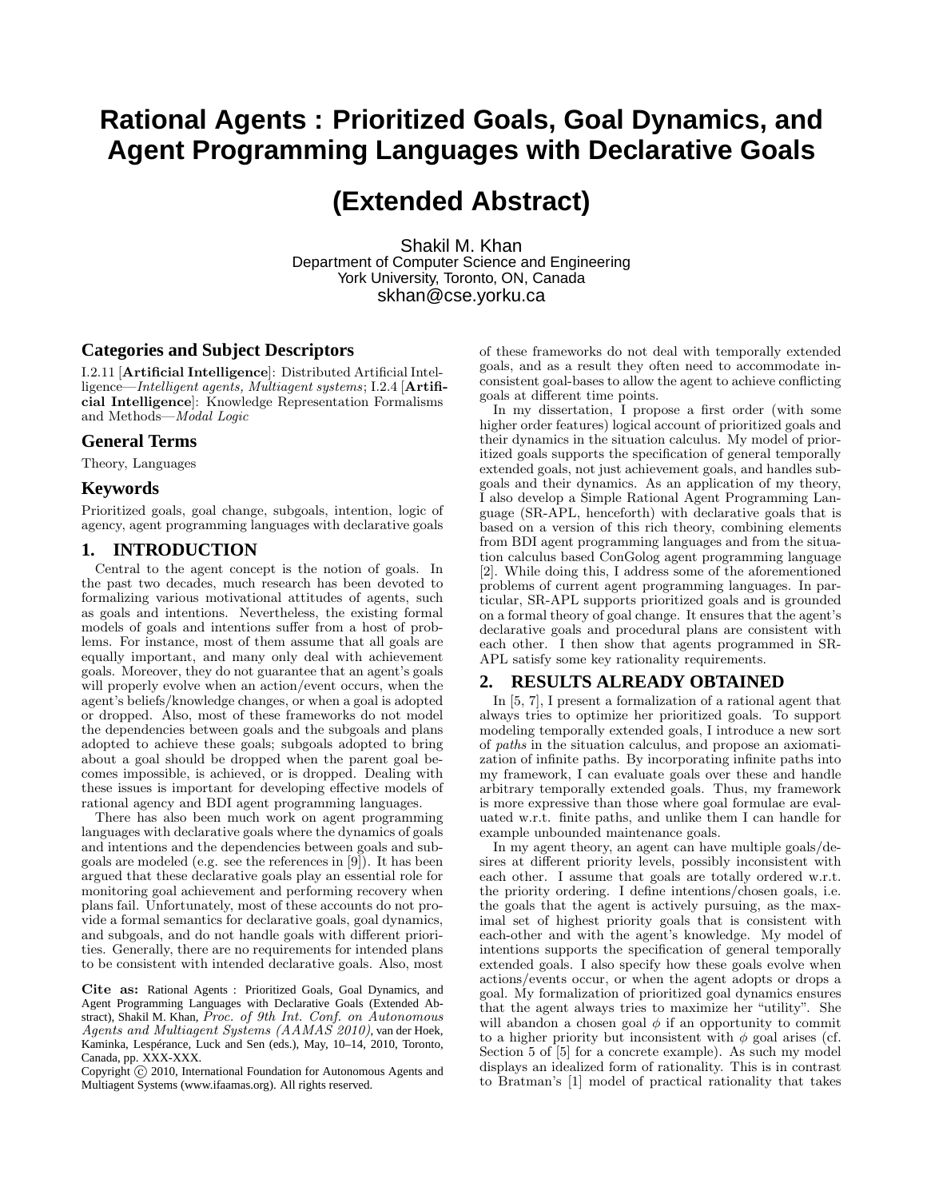# Rational Agents : Prioritized Goals, Goal Dynamics, and Agent Programming Languages with Declarative Goals

## (Extended Abstract)

Shakil M. Khan
Department of Computer Science and Engineering
York University, Toronto, ON, Canada
skhan@cse.yorku.ca

### Categories and Subject Descriptors

I.2.11 [**Artificial Intelligence**]: Distributed Artificial Intelligence—*Intelligent agents, Multiagent systems*; I.2.4 [**Artificial Intelligence**]: Knowledge Representation Formalisms and Methods—*Modal Logic*

### General Terms

Theory, Languages

### Keywords

Prioritized goals, goal change, subgoals, intention, logic of agency, agent programming languages with declarative goals

## 1. INTRODUCTION

Central to the agent concept is the notion of goals. In the past two decades, much research has been devoted to formalizing various motivational attitudes of agents, such as goals and intentions. Nevertheless, the existing formal models of goals and intentions suffer from a host of problems. For instance, most of them assume that all goals are equally important, and many only deal with achievement goals. Moreover, they do not guarantee that an agent's goals will properly evolve when an action/event occurs, when the agent's beliefs/knowledge changes, or when a goal is adopted or dropped. Also, most of these frameworks do not model the dependencies between goals and the subgoals and plans adopted to achieve these goals; subgoals adopted to bring about a goal should be dropped when the parent goal becomes impossible, is achieved, or is dropped. Dealing with these issues is important for developing effective models of rational agency and BDI agent programming languages.

There has also been much work on agent programming languages with declarative goals where the dynamics of goals and intentions and the dependencies between goals and subgoals are modeled (e.g. see the references in [9]). It has been argued that these declarative goals play an essential role for monitoring goal achievement and performing recovery when plans fail. Unfortunately, most of these accounts do not provide a formal semantics for declarative goals, goal dynamics, and subgoals, and do not handle goals with different priorities. Generally, there are no requirements for intended plans to be consistent with intended declarative goals. Also, most of these frameworks do not deal with temporally extended goals, and as a result they often need to accommodate inconsistent goal-bases to allow the agent to achieve conflicting goals at different time points.

In my dissertation, I propose a first order (with some higher order features) logical account of prioritized goals and their dynamics in the situation calculus. My model of prioritized goals supports the specification of general temporally extended goals, not just achievement goals, and handles subgoals and their dynamics. As an application of my theory, I also develop a Simple Rational Agent Programming Language (SR-APL, henceforth) with declarative goals that is based on a version of this rich theory, combining elements from BDI agent programming languages and from the situation calculus based ConGolog agent programming language [2]. While doing this, I address some of the aforementioned problems of current agent programming languages. In particular, SR-APL supports prioritized goals and is grounded on a formal theory of goal change. It ensures that the agent's declarative goals and procedural plans are consistent with each other. I then show that agents programmed in SR-APL satisfy some key rationality requirements.

## 2. RESULTS ALREADY OBTAINED

In [5, 7], I present a formalization of a rational agent that always tries to optimize her prioritized goals. To support modeling temporally extended goals, I introduce a new sort of *paths* in the situation calculus, and propose an axiomatization of infinite paths. By incorporating infinite paths into my framework, I can evaluate goals over these and handle arbitrary temporally extended goals. Thus, my framework is more expressive than those where goal formulae are evaluated w.r.t. finite paths, and unlike them I can handle for example unbounded maintenance goals.

In my agent theory, an agent can have multiple goals/desires at different priority levels, possibly inconsistent with each other. I assume that goals are totally ordered w.r.t. the priority ordering. I define intentions/chosen goals, i.e. the goals that the agent is actively pursuing, as the maximal set of highest priority goals that is consistent with each-other and with the agent's knowledge. My model of intentions supports the specification of general temporally extended goals. I also specify how these goals evolve when actions/events occur, or when the agent adopts or drops a goal. My formalization of prioritized goal dynamics ensures that the agent always tries to maximize her "utility". She will abandon a chosen goal $\phi$ if an opportunity to commit to a higher priority but inconsistent with $\phi$ goal arises (cf. Section 5 of [5] for a concrete example). As such my model displays an idealized form of rationality. This is in contrast to Bratman's [1] model of practical rationality that takes

**Cite as:** Rational Agents : Prioritized Goals, Goal Dynamics, and Agent Programming Languages with Declarative Goals (Extended Abstract), Shakil M. Khan, *Proc. of 9th Int. Conf. on Autonomous Agents and Multiagent Systems (AAMAS 2010)*, van der Hoek, Kaminka, Lespérance, Luck and Sen (eds.), May, 10–14, 2010, Toronto, Canada, pp. XXX-XXX.

Copyright © 2010, International Foundation for Autonomous Agents and Multiagent Systems (www.ifaamas.org). All rights reserved.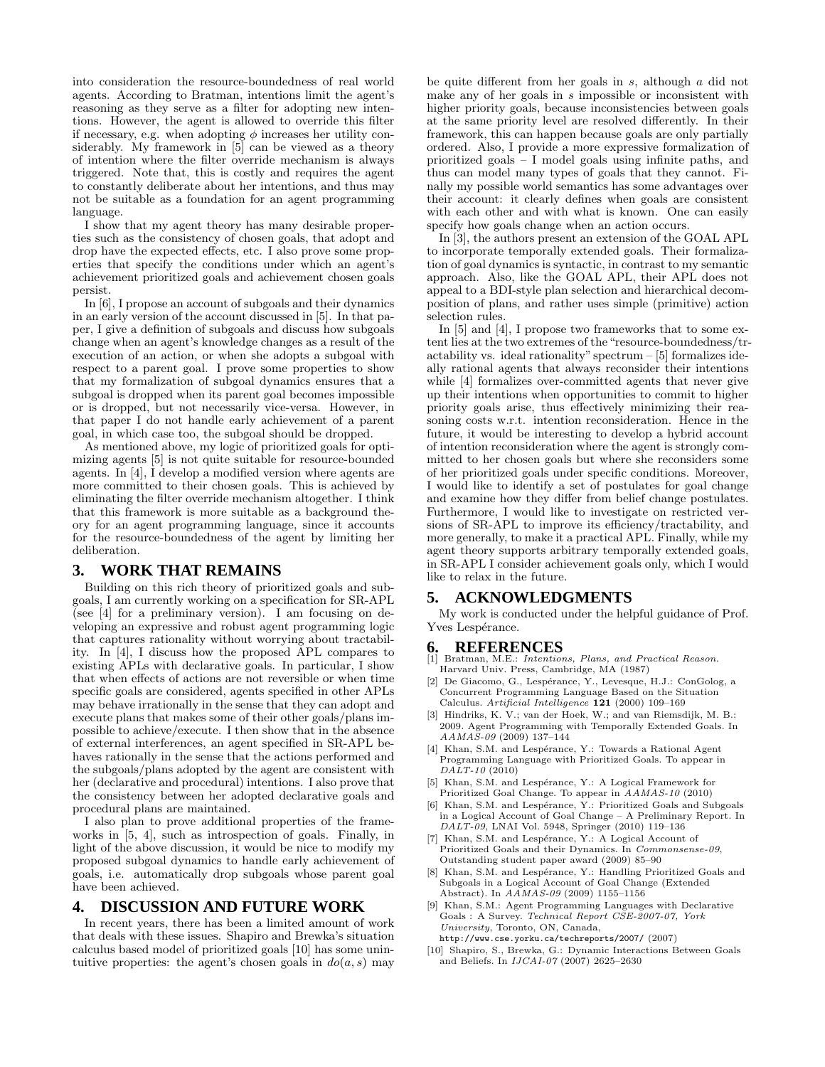into consideration the resource-boundedness of real world agents. According to Bratman, intentions limit the agent's reasoning as they serve as a filter for adopting new intentions. However, the agent is allowed to override this filter if necessary, e.g. when adopting $\phi$ increases her utility considerably. My framework in [5] can be viewed as a theory of intention where the filter override mechanism is always triggered. Note that, this is costly and requires the agent to constantly deliberate about her intentions, and thus may not be suitable as a foundation for an agent programming language.

I show that my agent theory has many desirable properties such as the consistency of chosen goals, that adopt and drop have the expected effects, etc. I also prove some properties that specify the conditions under which an agent's achievement prioritized goals and achievement chosen goals persist.

In [6], I propose an account of subgoals and their dynamics in an early version of the account discussed in [5]. In that paper, I give a definition of subgoals and discuss how subgoals change when an agent's knowledge changes as a result of the execution of an action, or when she adopts a subgoal with respect to a parent goal. I prove some properties to show that my formalization of subgoal dynamics ensures that a subgoal is dropped when its parent goal becomes impossible or is dropped, but not necessarily vice-versa. However, in that paper I do not handle early achievement of a parent goal, in which case too, the subgoal should be dropped.

As mentioned above, my logic of prioritized goals for optimizing agents [5] is not quite suitable for resource-bounded agents. In [4], I develop a modified version where agents are more committed to their chosen goals. This is achieved by eliminating the filter override mechanism altogether. I think that this framework is more suitable as a background theory for an agent programming language, since it accounts for the resource-boundedness of the agent by limiting her deliberation.

## 3. WORK THAT REMAINS

Building on this rich theory of prioritized goals and subgoals, I am currently working on a specification for SR-APL (see [4] for a preliminary version). I am focusing on developing an expressive and robust agent programming logic that captures rationality without worrying about tractability. In [4], I discuss how the proposed APL compares to existing APLs with declarative goals. In particular, I show that when effects of actions are not reversible or when time specific goals are considered, agents specified in other APLs may behave irrationally in the sense that they can adopt and execute plans that makes some of their other goals/plans impossible to achieve/execute. I then show that in the absence of external interferences, an agent specified in SR-APL behaves rationally in the sense that the actions performed and the subgoals/plans adopted by the agent are consistent with her (declarative and procedural) intentions. I also prove that the consistency between her adopted declarative goals and procedural plans are maintained.

I also plan to prove additional properties of the frameworks in [5, 4], such as introspection of goals. Finally, in light of the above discussion, it would be nice to modify my proposed subgoal dynamics to handle early achievement of goals, i.e. automatically drop subgoals whose parent goal have been achieved.

## 4. DISCUSSION AND FUTURE WORK

In recent years, there has been a limited amount of work that deals with these issues. Shapiro and Brewka's situation calculus based model of prioritized goals [10] has some unintuitive properties: the agent's chosen goals in $do(a, s)$ may be quite different from her goals in $s$, although $a$ did not make any of her goals in $s$ impossible or inconsistent with higher priority goals, because inconsistencies between goals at the same priority level are resolved differently. In their framework, this can happen because goals are only partially ordered. Also, I provide a more expressive formalization of prioritized goals – I model goals using infinite paths, and thus can model many types of goals that they cannot. Finally my possible world semantics has some advantages over their account: it clearly defines when goals are consistent with each other and with what is known. One can easily specify how goals change when an action occurs.

In [3], the authors present an extension of the GOAL APL to incorporate temporally extended goals. Their formalization of goal dynamics is syntactic, in contrast to my semantic approach. Also, like the GOAL APL, their APL does not appeal to a BDI-style plan selection and hierarchical decomposition of plans, and rather uses simple (primitive) action selection rules.

In [5] and [4], I propose two frameworks that to some extent lies at the two extremes of the "resource-boundedness/tractability vs. ideal rationality" spectrum – [5] formalizes ideally rational agents that always reconsider their intentions while [4] formalizes over-committed agents that never give up their intentions when opportunities to commit to higher priority goals arise, thus effectively minimizing their reasoning costs w.r.t. intention reconsideration. Hence in the future, it would be interesting to develop a hybrid account of intention reconsideration where the agent is strongly committed to her chosen goals but where she reconsiders some of her prioritized goals under specific conditions. Moreover, I would like to identify a set of postulates for goal change and examine how they differ from belief change postulates. Furthermore, I would like to investigate on restricted versions of SR-APL to improve its efficiency/tractability, and more generally, to make it a practical APL. Finally, while my agent theory supports arbitrary temporally extended goals, in SR-APL I consider achievement goals only, which I would like to relax in the future.

## 5. ACKNOWLEDGMENTS

My work is conducted under the helpful guidance of Prof. Yves Lespérance.

## 6. REFERENCES

[1] Bratman, M.E.: *Intentions, Plans, and Practical Reason.* Harvard Univ. Press, Cambridge, MA (1987)

[2] De Giacomo, G., Lespérance, Y., Levesque, H.J.: ConGolog, a Concurrent Programming Language Based on the Situation Calculus. *Artificial Intelligence* **121** (2000) 109–169

[3] Hindriks, K. V.; van der Hoek, W.; and van Riemsdijk, M. B.: 2009. Agent Programming with Temporally Extended Goals. In *AAMAS-09* (2009) 137–144

[4] Khan, S.M. and Lespérance, Y.: Towards a Rational Agent Programming Language with Prioritized Goals. To appear in *DALT-10* (2010)

[5] Khan, S.M. and Lespérance, Y.: A Logical Framework for Prioritized Goal Change. To appear in *AAMAS-10* (2010)

[6] Khan, S.M. and Lespérance, Y.: Prioritized Goals and Subgoals in a Logical Account of Goal Change – A Preliminary Report. In *DALT-09*, LNAI Vol. 5948, Springer (2010) 119–136

[7] Khan, S.M. and Lespérance, Y.: A Logical Account of Prioritized Goals and their Dynamics. In *Commonsense-09*, Outstanding student paper award (2009) 85–90

[8] Khan, S.M. and Lespérance, Y.: Handling Prioritized Goals and Subgoals in a Logical Account of Goal Change (Extended Abstract). In *AAMAS-09* (2009) 1155–1156

[9] Khan, S.M.: Agent Programming Languages with Declarative Goals : A Survey. *Technical Report CSE-2007-07, York University*, Toronto, ON, Canada, http://www.cse.yorku.ca/techreports/2007/ (2007)

[10] Shapiro, S., Brewka, G.: Dynamic Interactions Between Goals and Beliefs. In *IJCAI-07* (2007) 2625–2630